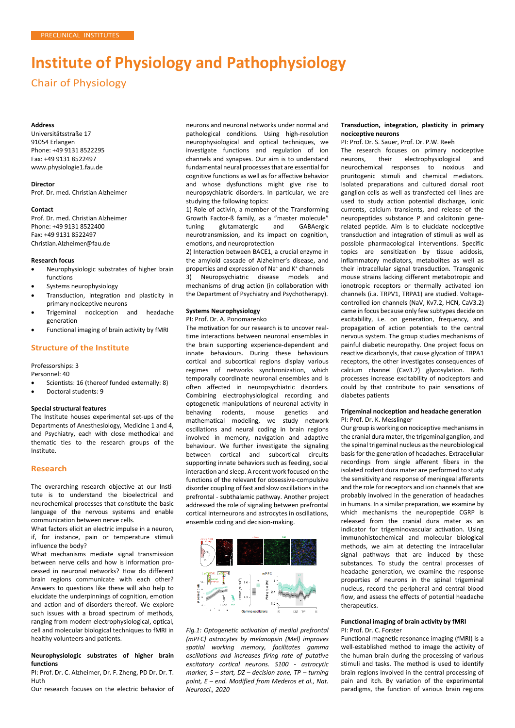PRECLINICAL INSTITUTES

# Institute of Physiology and Pathophysiology

## Chair of Physiology

**Address**
Universitätsstraße 17
91054 Erlangen
Phone: +49 9131 8522295
Fax: +49 9131 8522497
www.physiologie1.fau.de

**Director**
Prof. Dr. med. Christian Alzheimer

**Contact**
Prof. Dr. med. Christian Alzheimer
Phone: +49 9131 8522400
Fax: +49 9131 8522497
Christian.Alzheimer@fau.de

**Research focus**

- Neurophysiologic substrates of higher brain functions
- Systems neurophysiology
- Transduction, integration and plasticity in primary nociceptive neurons
- Trigeminal nociception and headache generation
- Functional imaging of brain activity by fMRI

### Structure of the Institute

Professorships: 3
Personnel: 40

- Scientists: 16 (thereof funded externally: 8)
- Doctoral students: 9

**Special structural features**
The Institute houses experimental set-ups of the Departments of Anesthesiology, Medicine 1 and 4, and Psychiatry, each with close methodical and thematic ties to the research groups of the Institute.

### Research

The overarching research objective at our Institute is to understand the bioelectrical and neurochemical processes that constitute the basic language of the nervous systems and enable communication between nerve cells.
What factors elicit an electric impulse in a neuron, if, for instance, pain or temperature stimuli influence the body?
What mechanisms mediate signal transmission between nerve cells and how is information processed in neuronal networks? How do different brain regions communicate with each other? Answers to questions like these will also help to elucidate the underpinnings of cognition, emotion and action and of disorders thereof. We explore such issues with a broad spectrum of methods, ranging from modern electrophysiological, optical, cell and molecular biological techniques to fMRI in healthy volunteers and patients.

**Neurophysiologic substrates of higher brain functions**
PI: Prof. Dr. C. Alzheimer, Dr. F. Zheng, PD Dr. Dr. T. Huth
Our research focuses on the electric behavior of neurons and neuronal networks under normal and pathological conditions. Using high-resolution neurophysiological and optical techniques, we investigate functions and regulation of ion channels and synapses. Our aim is to understand fundamental neural processes that are essential for cognitive functions as well as for affective behavior and whose dysfunctions might give rise to neuropsychiatric disorders. In particular, we are studying the following topics:
1) Role of activin, a member of the Transforming Growth Factor-ß family, as a "master molecule" tuning glutamatergic and GABAergic neurotransmission, and its impact on cognition, emotions, and neuroprotection
2) Interaction between BACE1, a crucial enzyme in the amyloid cascade of Alzheimer's disease, and properties and expression of $Na^+$ and $K^+$ channels
3) Neuropsychiatric disease mouse models and mechanisms of drug action (in collaboration with the Department of Psychiatry and Psychotherapy).

**Systems Neurophysiology**
PI: Prof. Dr. A. Ponomarenko
The motivation for our research is to uncover real-time interactions between neuronal ensembles in the brain supporting experience-dependent and innate behaviours. During these behaviours cortical and subcortical regions display various regimes of networks synchronization, which temporally coordinate neuronal ensembles and is often affected in neuropsychiatric disorders. Combining electrophysiological recording and optogenetic manipulations of neuronal activity in behaving rodents, mouse genetics and mathematical modeling, we study network oscillations and neural coding in brain regions involved in memory, navigation and adaptive behaviour. We further investigate the signaling between cortical and subcortical circuits supporting innate behaviors such as feeding, social interaction and sleep. A recent work focused on the functions of the relevant for obsessive-compulsive disorder coupling of fast and slow oscillations in the prefrontal - subthalamic pathway. Another project addressed the role of signaling between prefrontal cortical interneurons and astrocytes in oscillations, ensemble coding and decision-making.

*Fig.1: Optogenetic activation of medial prefrontal (mPFC) astrocytes by melanopsin (Mel) improves spatial working memory, facilitates gamma oscillations and increases firing rate of putative excitatory cortical neurons. S100 - astrocytic marker, S – start, DZ – decision zone, TP – turning point, E – end. Modified from Mederos et al., Nat. Neurosci., 2020*

**Transduction, integration, plasticity in primary nociceptive neurons**
PI: Prof. Dr. S. Sauer, Prof. Dr. P.W. Reeh
The research focuses on primary nociceptive neurons, their electrophysiological and neurochemical responses to noxious and pruritogenic stimuli and chemical mediators. Isolated preparations and cultured dorsal root ganglion cells as well as transfected cell lines are used to study action potential discharge, ionic currents, calcium transients, and release of the neuropeptides substance P and calcitonin gene-related peptide. Aim is to elucidate nociceptive transduction and integration of stimuli as well as possible pharmacological interventions. Specific topics are sensitization by tissue acidosis, inflammatory mediators, metabolites as well as their intracellular signal transduction. Transgenic mouse strains lacking different metabotropic and ionotropic receptors or thermally activated ion channels (i.a. TRPV1, TRPA1) are studied. Voltage-controlled ion channels (NaV, Kv7.2, HCN, CaV3.2) came in focus because only few subtypes decide on excitability, i.e. on generation, frequency, and propagation of action potentials to the central nervous system. The group studies mechanisms of painful diabetic neuropathy. One project focus on reactive dicarbonyls, that cause glycation of TRPA1 receptors, the other investigates consequences of calcium channel (Cav3.2) glycosylation. Both processes increase excitability of nociceptors and could by that contribute to pain sensations of diabetes patients

**Trigeminal nociception and headache generation**
PI: Prof. Dr. K. Messlinger
Our group is working on nociceptive mechanisms in the cranial dura mater, the trigeminal ganglion, and the spinal trigeminal nucleus as the neurobiological basis for the generation of headaches. Extracellular recordings from single afferent fibers in the isolated rodent dura mater are performed to study the sensitivity and response of meningeal afferents and the role for receptors and ion channels that are probably involved in the generation of headaches in humans. In a similar preparation, we examine by which mechanisms the neuropeptide CGRP is released from the cranial dura mater as an indicator for trigeminovascular activation. Using immunohistochemical and molecular biological methods, we aim at detecting the intracellular signal pathways that are induced by these substances. To study the central processes of headache generation, we examine the response properties of neurons in the spinal trigeminal nucleus, record the peripheral and central blood flow, and assess the effects of potential headache therapeutics.

**Functional imaging of brain activity by fMRI**
PI: Prof. Dr. C. Forster
Functional magnetic resonance imaging (fMRI) is a well-established method to image the activity of the human brain during the processing of various stimuli and tasks. The method is used to identify brain regions involved in the central processing of pain and itch. By variation of the experimental paradigms, the function of various brain regions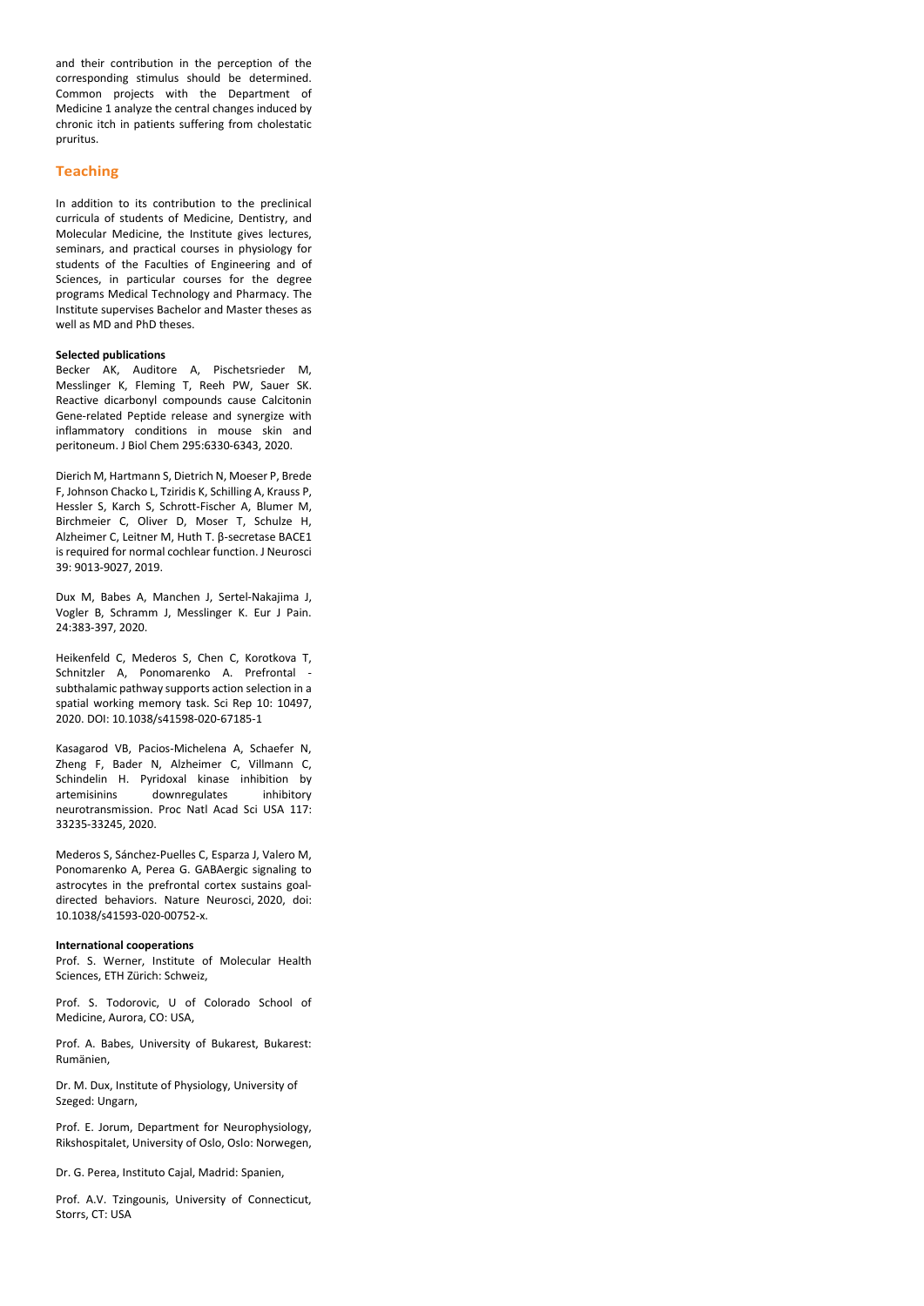and their contribution in the perception of the corresponding stimulus should be determined. Common projects with the Department of Medicine 1 analyze the central changes induced by chronic itch in patients suffering from cholestatic pruritus.

## Teaching

In addition to its contribution to the preclinical curricula of students of Medicine, Dentistry, and Molecular Medicine, the Institute gives lectures, seminars, and practical courses in physiology for students of the Faculties of Engineering and of Sciences, in particular courses for the degree programs Medical Technology and Pharmacy. The Institute supervises Bachelor and Master theses as well as MD and PhD theses.

**Selected publications**

Becker AK, Auditore A, Pischetsrieder M, Messlinger K, Fleming T, Reeh PW, Sauer SK. Reactive dicarbonyl compounds cause Calcitonin Gene-related Peptide release and synergize with inflammatory conditions in mouse skin and peritoneum. J Biol Chem 295:6330-6343, 2020.

Dierich M, Hartmann S, Dietrich N, Moeser P, Brede F, Johnson Chacko L, Tziridis K, Schilling A, Krauss P, Hessler S, Karch S, Schrott-Fischer A, Blumer M, Birchmeier C, Oliver D, Moser T, Schulze H, Alzheimer C, Leitner M, Huth T. β-secretase BACE1 is required for normal cochlear function. J Neurosci 39: 9013-9027, 2019.

Dux M, Babes A, Manchen J, Sertel-Nakajima J, Vogler B, Schramm J, Messlinger K. Eur J Pain. 24:383-397, 2020.

Heikenfeld C, Mederos S, Chen C, Korotkova T, Schnitzler A, Ponomarenko A. Prefrontal - subthalamic pathway supports action selection in a spatial working memory task. Sci Rep 10: 10497, 2020. DOI: 10.1038/s41598-020-67185-1

Kasagarod VB, Pacios-Michelena A, Schaefer N, Zheng F, Bader N, Alzheimer C, Villmann C, Schindelin H. Pyridoxal kinase inhibition by artemisinins downregulates inhibitory neurotransmission. Proc Natl Acad Sci USA 117: 33235-33245, 2020.

Mederos S, Sánchez-Puelles C, Esparza J, Valero M, Ponomarenko A, Perea G. GABAergic signaling to astrocytes in the prefrontal cortex sustains goal-directed behaviors. Nature Neurosci, 2020, doi: 10.1038/s41593-020-00752-x.

**International cooperations**

Prof. S. Werner, Institute of Molecular Health Sciences, ETH Zürich: Schweiz,

Prof. S. Todorovic, U of Colorado School of Medicine, Aurora, CO: USA,

Prof. A. Babes, University of Bukarest, Bukarest: Rumänien,

Dr. M. Dux, Institute of Physiology, University of Szeged: Ungarn,

Prof. E. Jorum, Department for Neurophysiology, Rikshospitalet, University of Oslo, Oslo: Norwegen,

Dr. G. Perea, Instituto Cajal, Madrid: Spanien,

Prof. A.V. Tzingounis, University of Connecticut, Storrs, CT: USA